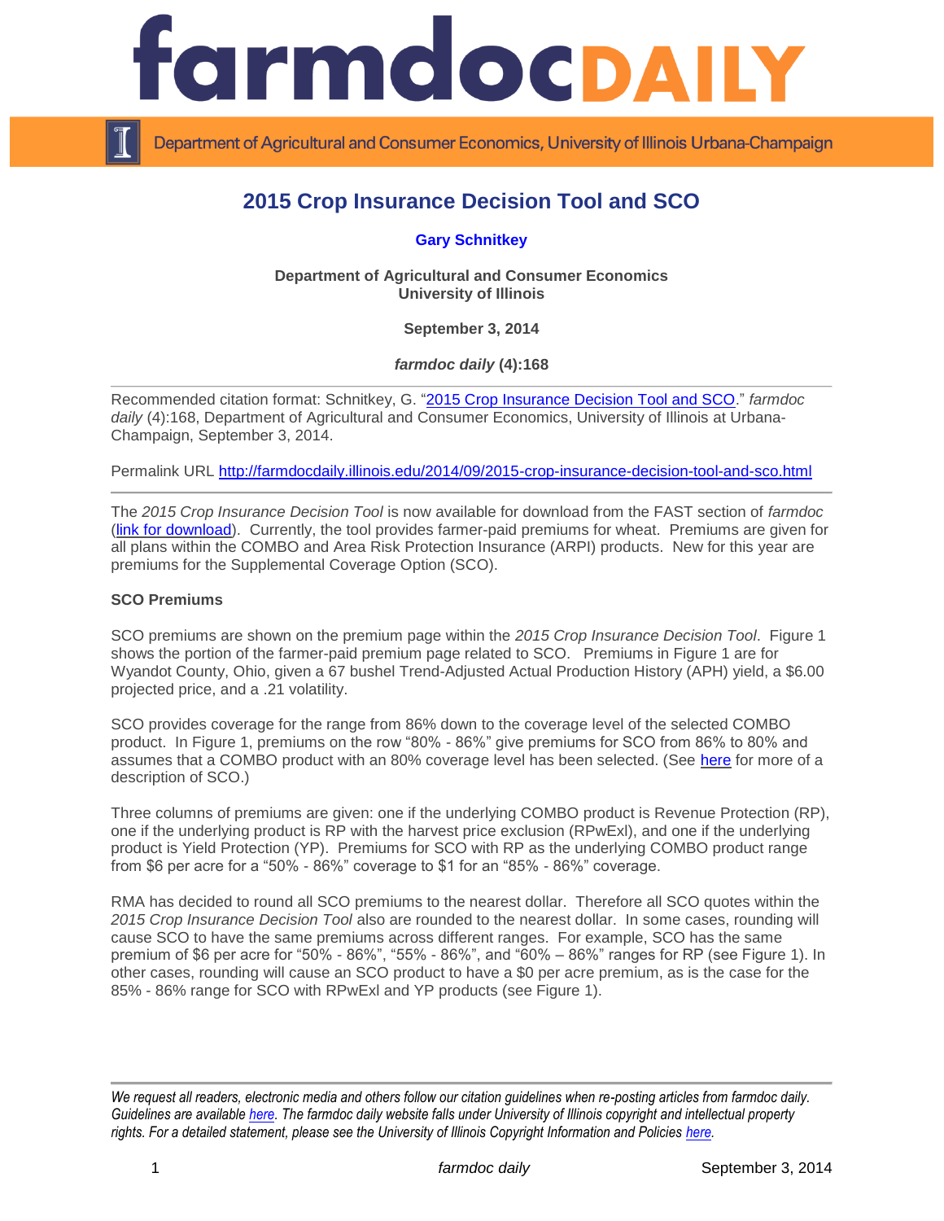# 2015 Crop Insurance Decision Tool and SCO

**Gary Schnitkey**

**Department of Agricultural and Consumer Economics**
**University of Illinois**

**September 3, 2014**

***farmdoc daily* (4):168**

---

Recommended citation format: Schnitkey, G. "2015 Crop Insurance Decision Tool and SCO." *farmdoc daily* (4):168, Department of Agricultural and Consumer Economics, University of Illinois at Urbana-Champaign, September 3, 2014.

Permalink URL http://farmdocdaily.illinois.edu/2014/09/2015-crop-insurance-decision-tool-and-sco.html

---

The *2015 Crop Insurance Decision Tool* is now available for download from the FAST section of *farmdoc* (link for download). Currently, the tool provides farmer-paid premiums for wheat. Premiums are given for all plans within the COMBO and Area Risk Protection Insurance (ARPI) products. New for this year are premiums for the Supplemental Coverage Option (SCO).

**SCO Premiums**

SCO premiums are shown on the premium page within the *2015 Crop Insurance Decision Tool*. Figure 1 shows the portion of the farmer-paid premium page related to SCO. Premiums in Figure 1 are for Wyandot County, Ohio, given a 67 bushel Trend-Adjusted Actual Production History (APH) yield, a $6.00 projected price, and a .21 volatility.

SCO provides coverage for the range from 86% down to the coverage level of the selected COMBO product. In Figure 1, premiums on the row "80% - 86%" give premiums for SCO from 86% to 80% and assumes that a COMBO product with an 80% coverage level has been selected. (See here for more of a description of SCO.)

Three columns of premiums are given: one if the underlying COMBO product is Revenue Protection (RP), one if the underlying product is RP with the harvest price exclusion (RPwExl), and one if the underlying product is Yield Protection (YP). Premiums for SCO with RP as the underlying COMBO product range from $6 per acre for a "50% - 86%" coverage to $1 for an "85% - 86%" coverage.

RMA has decided to round all SCO premiums to the nearest dollar. Therefore all SCO quotes within the *2015 Crop Insurance Decision Tool* also are rounded to the nearest dollar. In some cases, rounding will cause SCO to have the same premiums across different ranges. For example, SCO has the same premium of $6 per acre for "50% - 86%", "55% - 86%", and "60% – 86%" ranges for RP (see Figure 1). In other cases, rounding will cause an SCO product to have a $0 per acre premium, as is the case for the 85% - 86% range for SCO with RPwExl and YP products (see Figure 1).

---

*We request all readers, electronic media and others follow our citation guidelines when re-posting articles from farmdoc daily. Guidelines are available here. The farmdoc daily website falls under University of Illinois copyright and intellectual property rights. For a detailed statement, please see the University of Illinois Copyright Information and Policies here.*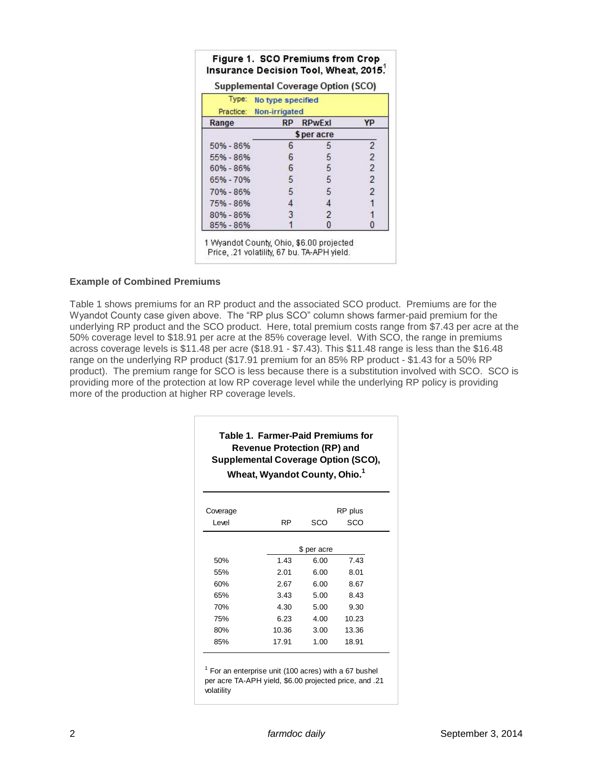**Figure 1. SCO Premiums from Crop Insurance Decision Tool, Wheat, 2015.**[1]

Supplemental Coverage Option (SCO)

| Type: | No type specified | | |
|---|---|---|---|
| Practice: | Non-irrigated | | |
| **Range** | **RP** | **RPwExl** | **YP** |
| | $ per acre | | |
| 50% - 86% | 6 | 5 | 2 |
| 55% - 86% | 6 | 5 | 2 |
| 60% - 86% | 6 | 5 | 2 |
| 65% - 70% | 5 | 5 | 2 |
| 70% - 86% | 5 | 5 | 2 |
| 75% - 86% | 4 | 4 | 1 |
| 80% - 86% | 3 | 2 | 1 |
| 85% - 86% | 1 | 0 | 0 |

1 Wyandot County, Ohio, $6.00 projected Price, .21 volatility, 67 bu. TA-APH yield.

**Example of Combined Premiums**

Table 1 shows premiums for an RP product and the associated SCO product. Premiums are for the Wyandot County case given above. The "RP plus SCO" column shows farmer-paid premium for the underlying RP product and the SCO product. Here, total premium costs range from $7.43 per acre at the 50% coverage level to $18.91 per acre at the 85% coverage level. With SCO, the range in premiums across coverage levels is $11.48 per acre ($18.91 - $7.43). This $11.48 range is less than the $16.48 range on the underlying RP product ($17.91 premium for an 85% RP product - $1.43 for a 50% RP product). The premium range for SCO is less because there is a substitution involved with SCO. SCO is providing more of the protection at low RP coverage level while the underlying RP policy is providing more of the production at higher RP coverage levels.

**Table 1. Farmer-Paid Premiums for Revenue Protection (RP) and Supplemental Coverage Option (SCO), Wheat, Wyandot County, Ohio.**[1]

| Coverage Level | RP | SCO | RP plus SCO |
|---|---|---|---|
| | $ per acre | | |
| 50% | 1.43 | 6.00 | 7.43 |
| 55% | 2.01 | 6.00 | 8.01 |
| 60% | 2.67 | 6.00 | 8.67 |
| 65% | 3.43 | 5.00 | 8.43 |
| 70% | 4.30 | 5.00 | 9.30 |
| 75% | 6.23 | 4.00 | 10.23 |
| 80% | 10.36 | 3.00 | 13.36 |
| 85% | 17.91 | 1.00 | 18.91 |

[1] For an enterprise unit (100 acres) with a 67 bushel per acre TA-APH yield, $6.00 projected price, and .21 volatility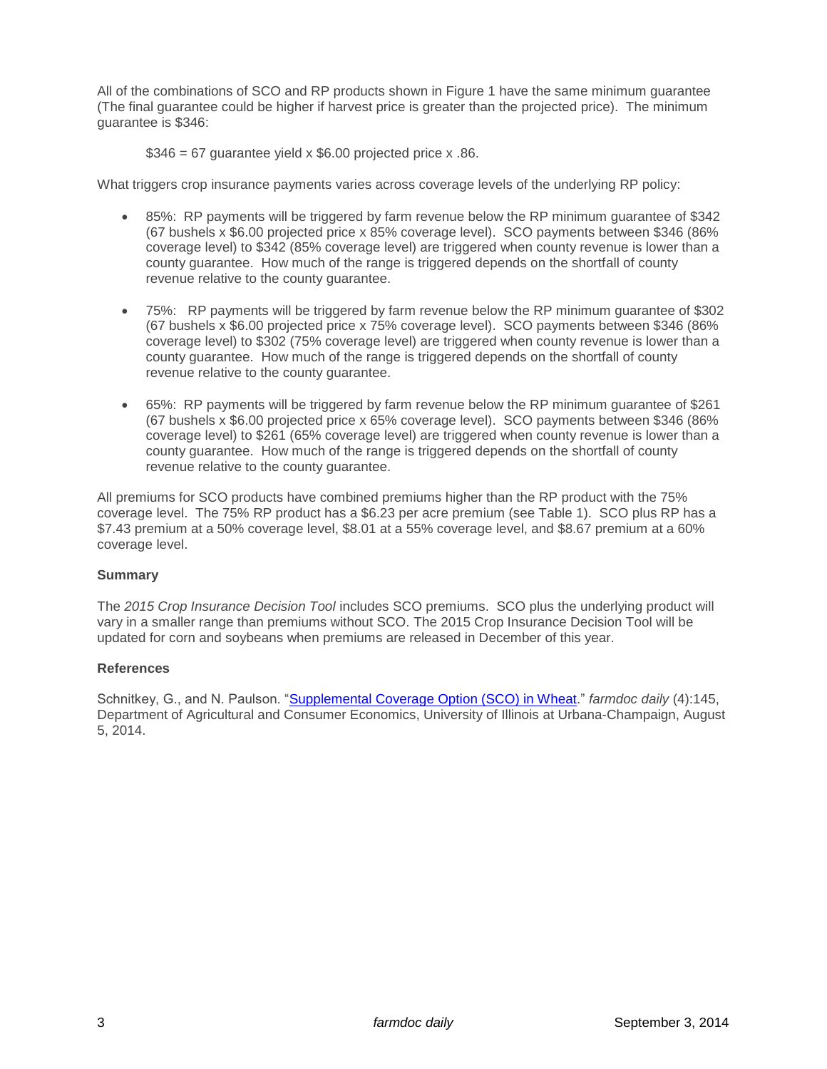All of the combinations of SCO and RP products shown in Figure 1 have the same minimum guarantee (The final guarantee could be higher if harvest price is greater than the projected price). The minimum guarantee is $346:

$346 = 67 guarantee yield x $6.00 projected price x .86.

What triggers crop insurance payments varies across coverage levels of the underlying RP policy:

- 85%: RP payments will be triggered by farm revenue below the RP minimum guarantee of $342 (67 bushels x $6.00 projected price x 85% coverage level). SCO payments between $346 (86% coverage level) to $342 (85% coverage level) are triggered when county revenue is lower than a county guarantee. How much of the range is triggered depends on the shortfall of county revenue relative to the county guarantee.

- 75%: RP payments will be triggered by farm revenue below the RP minimum guarantee of $302 (67 bushels x $6.00 projected price x 75% coverage level). SCO payments between $346 (86% coverage level) to $302 (75% coverage level) are triggered when county revenue is lower than a county guarantee. How much of the range is triggered depends on the shortfall of county revenue relative to the county guarantee.

- 65%: RP payments will be triggered by farm revenue below the RP minimum guarantee of $261 (67 bushels x $6.00 projected price x 65% coverage level). SCO payments between $346 (86% coverage level) to $261 (65% coverage level) are triggered when county revenue is lower than a county guarantee. How much of the range is triggered depends on the shortfall of county revenue relative to the county guarantee.

All premiums for SCO products have combined premiums higher than the RP product with the 75% coverage level. The 75% RP product has a $6.23 per acre premium (see Table 1). SCO plus RP has a $7.43 premium at a 50% coverage level, $8.01 at a 55% coverage level, and $8.67 premium at a 60% coverage level.

**Summary**

The *2015 Crop Insurance Decision Tool* includes SCO premiums. SCO plus the underlying product will vary in a smaller range than premiums without SCO. The 2015 Crop Insurance Decision Tool will be updated for corn and soybeans when premiums are released in December of this year.

**References**

Schnitkey, G., and N. Paulson. "Supplemental Coverage Option (SCO) in Wheat." *farmdoc daily* (4):145, Department of Agricultural and Consumer Economics, University of Illinois at Urbana-Champaign, August 5, 2014.